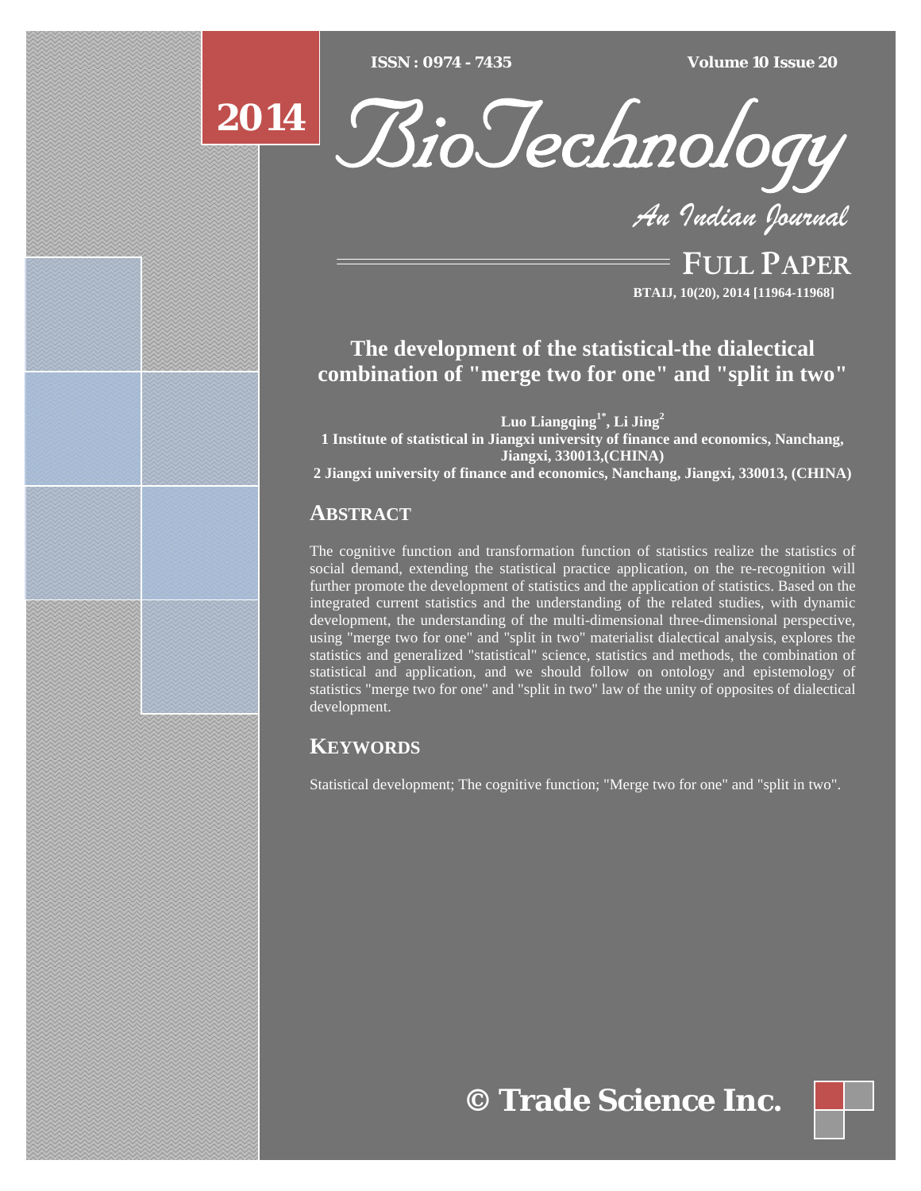# The development of the statistical-the dialectical combination of "merge two for one" and "split in two"

**Luo Liangqing[1*], Li Jing[2]**

**1 Institute of statistical in Jiangxi university of finance and economics, Nanchang, Jiangxi, 330013,(CHINA)**

**2 Jiangxi university of finance and economics, Nanchang, Jiangxi, 330013, (CHINA)**

## ABSTRACT

The cognitive function and transformation function of statistics realize the statistics of social demand, extending the statistical practice application, on the re-recognition will further promote the development of statistics and the application of statistics. Based on the integrated current statistics and the understanding of the related studies, with dynamic development, the understanding of the multi-dimensional three-dimensional perspective, using "merge two for one" and "split in two" materialist dialectical analysis, explores the statistics and generalized "statistical" science, statistics and methods, the combination of statistical and application, and we should follow on ontology and epistemology of statistics "merge two for one" and "split in two" law of the unity of opposites of dialectical development.

## KEYWORDS

Statistical development; The cognitive function; "Merge two for one" and "split in two".

© Trade Science Inc.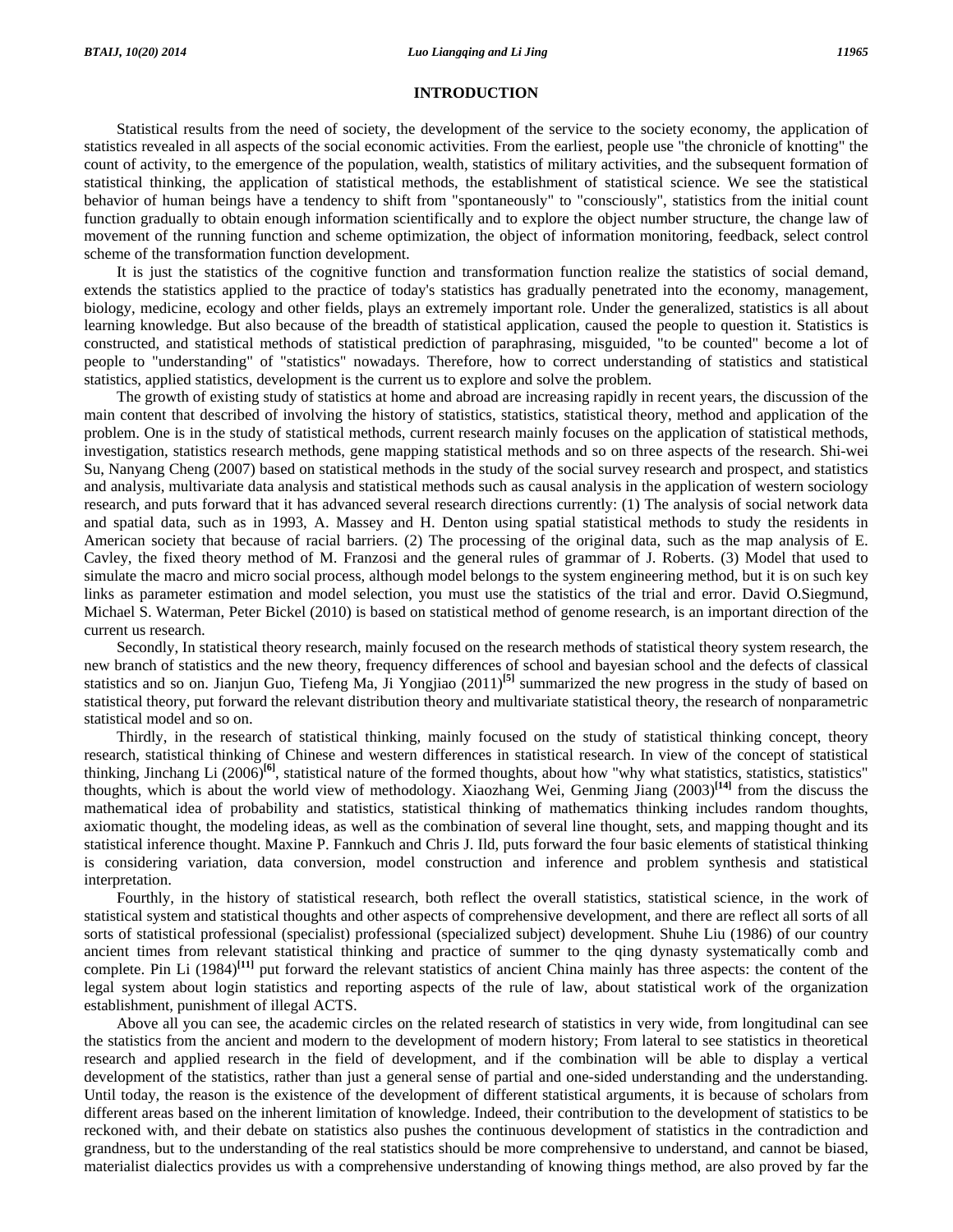## INTRODUCTION

Statistical results from the need of society, the development of the service to the society economy, the application of statistics revealed in all aspects of the social economic activities. From the earliest, people use "the chronicle of knotting" the count of activity, to the emergence of the population, wealth, statistics of military activities, and the subsequent formation of statistical thinking, the application of statistical methods, the establishment of statistical science. We see the statistical behavior of human beings have a tendency to shift from "spontaneously" to "consciously", statistics from the initial count function gradually to obtain enough information scientifically and to explore the object number structure, the change law of movement of the running function and scheme optimization, the object of information monitoring, feedback, select control scheme of the transformation function development.

It is just the statistics of the cognitive function and transformation function realize the statistics of social demand, extends the statistics applied to the practice of today's statistics has gradually penetrated into the economy, management, biology, medicine, ecology and other fields, plays an extremely important role. Under the generalized, statistics is all about learning knowledge. But also because of the breadth of statistical application, caused the people to question it. Statistics is constructed, and statistical methods of statistical prediction of paraphrasing, misguided, "to be counted" become a lot of people to "understanding" of "statistics" nowadays. Therefore, how to correct understanding of statistics and statistical statistics, applied statistics, development is the current us to explore and solve the problem.

The growth of existing study of statistics at home and abroad are increasing rapidly in recent years, the discussion of the main content that described of involving the history of statistics, statistics, statistical theory, method and application of the problem. One is in the study of statistical methods, current research mainly focuses on the application of statistical methods, investigation, statistics research methods, gene mapping statistical methods and so on three aspects of the research. Shi-wei Su, Nanyang Cheng (2007) based on statistical methods in the study of the social survey research and prospect, and statistics and analysis, multivariate data analysis and statistical methods such as causal analysis in the application of western sociology research, and puts forward that it has advanced several research directions currently: (1) The analysis of social network data and spatial data, such as in 1993, A. Massey and H. Denton using spatial statistical methods to study the residents in American society that because of racial barriers. (2) The processing of the original data, such as the map analysis of E. Cavley, the fixed theory method of M. Franzosi and the general rules of grammar of J. Roberts. (3) Model that used to simulate the macro and micro social process, although model belongs to the system engineering method, but it is on such key links as parameter estimation and model selection, you must use the statistics of the trial and error. David O.Siegmund, Michael S. Waterman, Peter Bickel (2010) is based on statistical method of genome research, is an important direction of the current us research.

Secondly, In statistical theory research, mainly focused on the research methods of statistical theory system research, the new branch of statistics and the new theory, frequency differences of school and bayesian school and the defects of classical statistics and so on. Jianjun Guo, Tiefeng Ma, Ji Yongjiao (2011)[5] summarized the new progress in the study of based on statistical theory, put forward the relevant distribution theory and multivariate statistical theory, the research of nonparametric statistical model and so on.

Thirdly, in the research of statistical thinking, mainly focused on the study of statistical thinking concept, theory research, statistical thinking of Chinese and western differences in statistical research. In view of the concept of statistical thinking, Jinchang Li (2006)[6], statistical nature of the formed thoughts, about how "why what statistics, statistics, statistics" thoughts, which is about the world view of methodology. Xiaozhang Wei, Genming Jiang (2003)[14] from the discuss the mathematical idea of probability and statistics, statistical thinking of mathematics thinking includes random thoughts, axiomatic thought, the modeling ideas, as well as the combination of several line thought, sets, and mapping thought and its statistical inference thought. Maxine P. Fannkuch and Chris J. Ild, puts forward the four basic elements of statistical thinking is considering variation, data conversion, model construction and inference and problem synthesis and statistical interpretation.

Fourthly, in the history of statistical research, both reflect the overall statistics, statistical science, in the work of statistical system and statistical thoughts and other aspects of comprehensive development, and there are reflect all sorts of all sorts of statistical professional (specialist) professional (specialized subject) development. Shuhe Liu (1986) of our country ancient times from relevant statistical thinking and practice of summer to the qing dynasty systematically comb and complete. Pin Li (1984)[11] put forward the relevant statistics of ancient China mainly has three aspects: the content of the legal system about login statistics and reporting aspects of the rule of law, about statistical work of the organization establishment, punishment of illegal ACTS.

Above all you can see, the academic circles on the related research of statistics in very wide, from longitudinal can see the statistics from the ancient and modern to the development of modern history; From lateral to see statistics in theoretical research and applied research in the field of development, and if the combination will be able to display a vertical development of the statistics, rather than just a general sense of partial and one-sided understanding and the understanding. Until today, the reason is the existence of the development of different statistical arguments, it is because of scholars from different areas based on the inherent limitation of knowledge. Indeed, their contribution to the development of statistics to be reckoned with, and their debate on statistics also pushes the continuous development of statistics in the contradiction and grandness, but to the understanding of the real statistics should be more comprehensive to understand, and cannot be biased, materialist dialectics provides us with a comprehensive understanding of knowing things method, are also proved by far the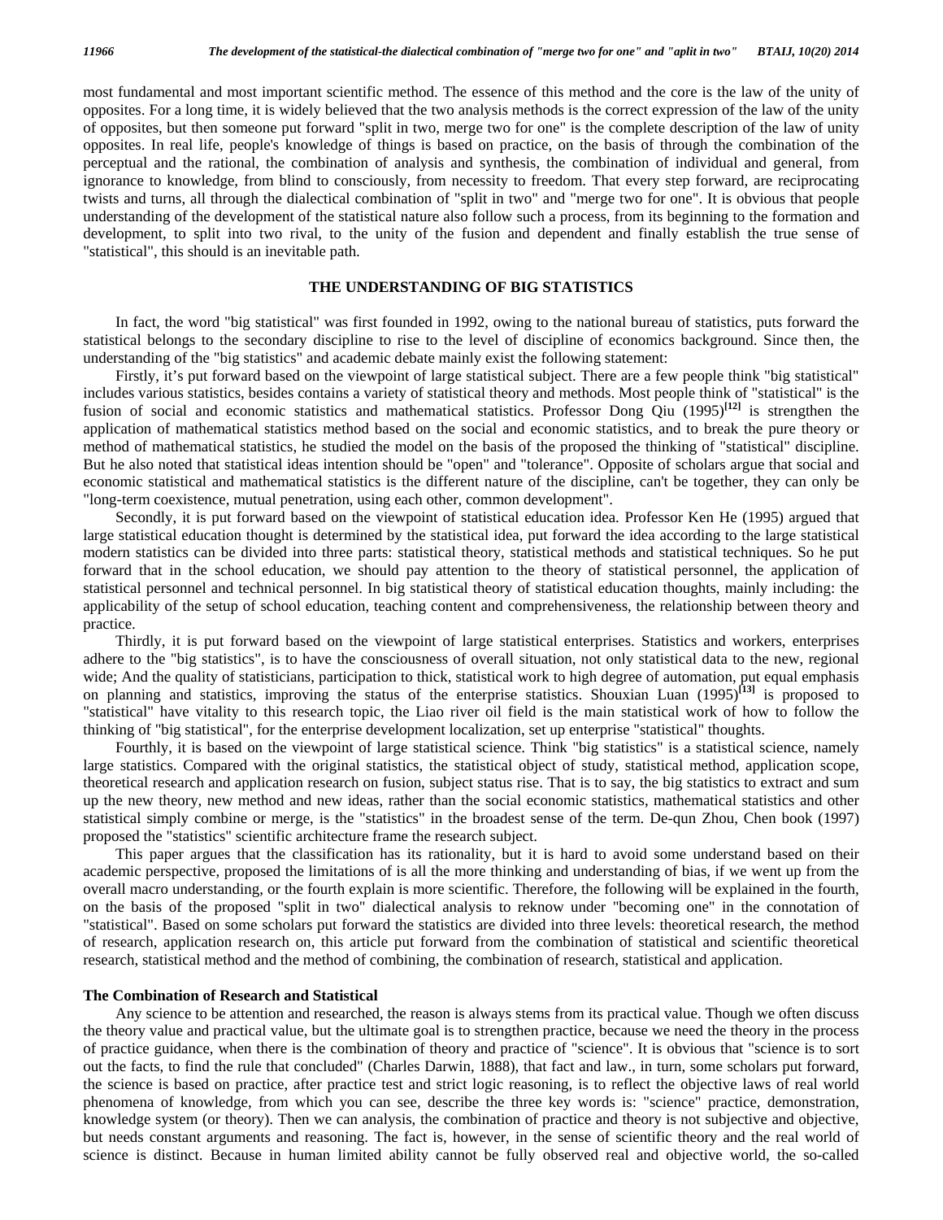most fundamental and most important scientific method. The essence of this method and the core is the law of the unity of opposites. For a long time, it is widely believed that the two analysis methods is the correct expression of the law of the unity of opposites, but then someone put forward "split in two, merge two for one" is the complete description of the law of unity opposites. In real life, people's knowledge of things is based on practice, on the basis of through the combination of the perceptual and the rational, the combination of analysis and synthesis, the combination of individual and general, from ignorance to knowledge, from blind to consciously, from necessity to freedom. That every step forward, are reciprocating twists and turns, all through the dialectical combination of "split in two" and "merge two for one". It is obvious that people understanding of the development of the statistical nature also follow such a process, from its beginning to the formation and development, to split into two rival, to the unity of the fusion and dependent and finally establish the true sense of "statistical", this should is an inevitable path.

## THE UNDERSTANDING OF BIG STATISTICS

In fact, the word "big statistical" was first founded in 1992, owing to the national bureau of statistics, puts forward the statistical belongs to the secondary discipline to rise to the level of discipline of economics background. Since then, the understanding of the "big statistics" and academic debate mainly exist the following statement:

Firstly, it's put forward based on the viewpoint of large statistical subject. There are a few people think "big statistical" includes various statistics, besides contains a variety of statistical theory and methods. Most people think of "statistical" is the fusion of social and economic statistics and mathematical statistics. Professor Dong Qiu (1995)[12] is strengthen the application of mathematical statistics method based on the social and economic statistics, and to break the pure theory or method of mathematical statistics, he studied the model on the basis of the proposed the thinking of "statistical" discipline. But he also noted that statistical ideas intention should be "open" and "tolerance". Opposite of scholars argue that social and economic statistical and mathematical statistics is the different nature of the discipline, can't be together, they can only be "long-term coexistence, mutual penetration, using each other, common development".

Secondly, it is put forward based on the viewpoint of statistical education idea. Professor Ken He (1995) argued that large statistical education thought is determined by the statistical idea, put forward the idea according to the large statistical modern statistics can be divided into three parts: statistical theory, statistical methods and statistical techniques. So he put forward that in the school education, we should pay attention to the theory of statistical personnel, the application of statistical personnel and technical personnel. In big statistical theory of statistical education thoughts, mainly including: the applicability of the setup of school education, teaching content and comprehensiveness, the relationship between theory and practice.

Thirdly, it is put forward based on the viewpoint of large statistical enterprises. Statistics and workers, enterprises adhere to the "big statistics", is to have the consciousness of overall situation, not only statistical data to the new, regional wide; And the quality of statisticians, participation to thick, statistical work to high degree of automation, put equal emphasis on planning and statistics, improving the status of the enterprise statistics. Shouxian Luan (1995)[13] is proposed to "statistical" have vitality to this research topic, the Liao river oil field is the main statistical work of how to follow the thinking of "big statistical", for the enterprise development localization, set up enterprise "statistical" thoughts.

Fourthly, it is based on the viewpoint of large statistical science. Think "big statistics" is a statistical science, namely large statistics. Compared with the original statistics, the statistical object of study, statistical method, application scope, theoretical research and application research on fusion, subject status rise. That is to say, the big statistics to extract and sum up the new theory, new method and new ideas, rather than the social economic statistics, mathematical statistics and other statistical simply combine or merge, is the "statistics" in the broadest sense of the term. De-qun Zhou, Chen book (1997) proposed the "statistics" scientific architecture frame the research subject.

This paper argues that the classification has its rationality, but it is hard to avoid some understand based on their academic perspective, proposed the limitations of is all the more thinking and understanding of bias, if we went up from the overall macro understanding, or the fourth explain is more scientific. Therefore, the following will be explained in the fourth, on the basis of the proposed "split in two" dialectical analysis to reknow under "becoming one" in the connotation of "statistical". Based on some scholars put forward the statistics are divided into three levels: theoretical research, the method of research, application research on, this article put forward from the combination of statistical and scientific theoretical research, statistical method and the method of combining, the combination of research, statistical and application.

### The Combination of Research and Statistical

Any science to be attention and researched, the reason is always stems from its practical value. Though we often discuss the theory value and practical value, but the ultimate goal is to strengthen practice, because we need the theory in the process of practice guidance, when there is the combination of theory and practice of "science". It is obvious that "science is to sort out the facts, to find the rule that concluded" (Charles Darwin, 1888), that fact and law., in turn, some scholars put forward, the science is based on practice, after practice test and strict logic reasoning, is to reflect the objective laws of real world phenomena of knowledge, from which you can see, describe the three key words is: "science" practice, demonstration, knowledge system (or theory). Then we can analysis, the combination of practice and theory is not subjective and objective, but needs constant arguments and reasoning. The fact is, however, in the sense of scientific theory and the real world of science is distinct. Because in human limited ability cannot be fully observed real and objective world, the so-called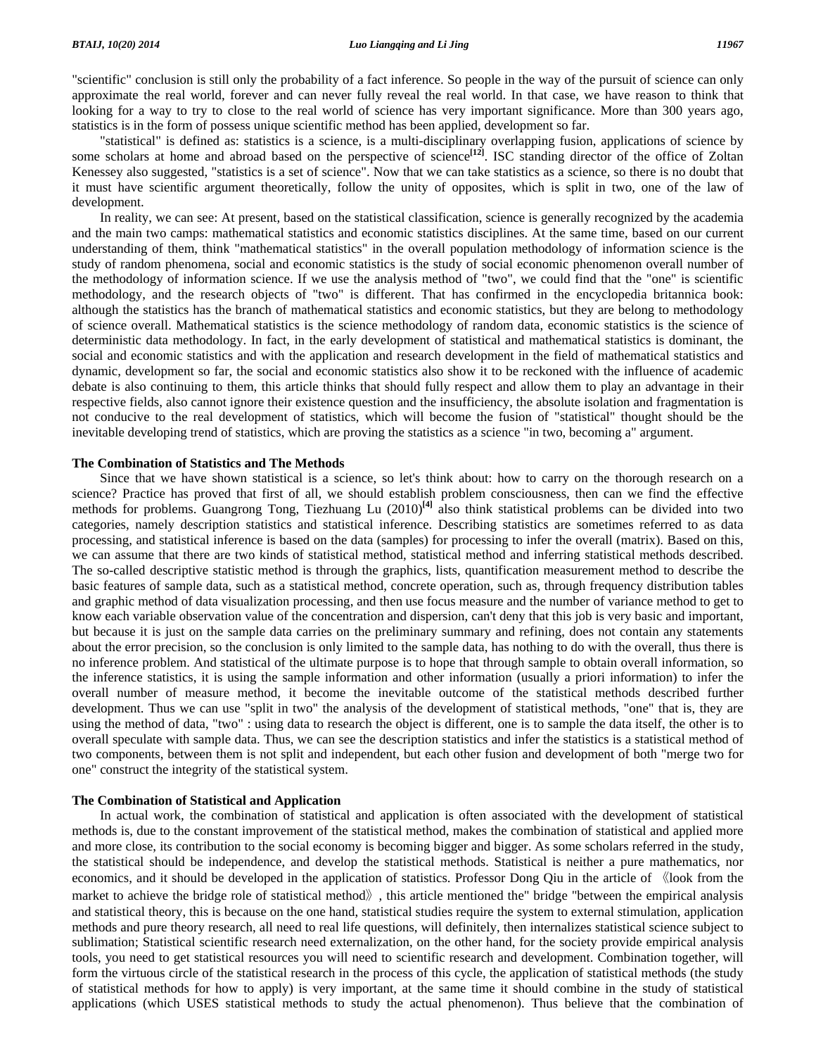"scientific" conclusion is still only the probability of a fact inference. So people in the way of the pursuit of science can only approximate the real world, forever and can never fully reveal the real world. In that case, we have reason to think that looking for a way to try to close to the real world of science has very important significance. More than 300 years ago, statistics is in the form of possess unique scientific method has been applied, development so far.

"statistical" is defined as: statistics is a science, is a multi-disciplinary overlapping fusion, applications of science by some scholars at home and abroad based on the perspective of science[12]. ISC standing director of the office of Zoltan Kenessey also suggested, "statistics is a set of science". Now that we can take statistics as a science, so there is no doubt that it must have scientific argument theoretically, follow the unity of opposites, which is split in two, one of the law of development.

In reality, we can see: At present, based on the statistical classification, science is generally recognized by the academia and the main two camps: mathematical statistics and economic statistics disciplines. At the same time, based on our current understanding of them, think "mathematical statistics" in the overall population methodology of information science is the study of random phenomena, social and economic statistics is the study of social economic phenomenon overall number of the methodology of information science. If we use the analysis method of "two", we could find that the "one" is scientific methodology, and the research objects of "two" is different. That has confirmed in the encyclopedia britannica book: although the statistics has the branch of mathematical statistics and economic statistics, but they are belong to methodology of science overall. Mathematical statistics is the science methodology of random data, economic statistics is the science of deterministic data methodology. In fact, in the early development of statistical and mathematical statistics is dominant, the social and economic statistics and with the application and research development in the field of mathematical statistics and dynamic, development so far, the social and economic statistics also show it to be reckoned with the influence of academic debate is also continuing to them, this article thinks that should fully respect and allow them to play an advantage in their respective fields, also cannot ignore their existence question and the insufficiency, the absolute isolation and fragmentation is not conducive to the real development of statistics, which will become the fusion of "statistical" thought should be the inevitable developing trend of statistics, which are proving the statistics as a science "in two, becoming a" argument.

**The Combination of Statistics and The Methods**

Since that we have shown statistical is a science, so let's think about: how to carry on the thorough research on a science? Practice has proved that first of all, we should establish problem consciousness, then can we find the effective methods for problems. Guangrong Tong, Tiezhuang Lu (2010)[4] also think statistical problems can be divided into two categories, namely description statistics and statistical inference. Describing statistics are sometimes referred to as data processing, and statistical inference is based on the data (samples) for processing to infer the overall (matrix). Based on this, we can assume that there are two kinds of statistical method, statistical method and inferring statistical methods described. The so-called descriptive statistic method is through the graphics, lists, quantification measurement method to describe the basic features of sample data, such as a statistical method, concrete operation, such as, through frequency distribution tables and graphic method of data visualization processing, and then use focus measure and the number of variance method to get to know each variable observation value of the concentration and dispersion, can't deny that this job is very basic and important, but because it is just on the sample data carries on the preliminary summary and refining, does not contain any statements about the error precision, so the conclusion is only limited to the sample data, has nothing to do with the overall, thus there is no inference problem. And statistical of the ultimate purpose is to hope that through sample to obtain overall information, so the inference statistics, it is using the sample information and other information (usually a priori information) to infer the overall number of measure method, it become the inevitable outcome of the statistical methods described further development. Thus we can use "split in two" the analysis of the development of statistical methods, "one" that is, they are using the method of data, "two" : using data to research the object is different, one is to sample the data itself, the other is to overall speculate with sample data. Thus, we can see the description statistics and infer the statistics is a statistical method of two components, between them is not split and independent, but each other fusion and development of both "merge two for one" construct the integrity of the statistical system.

**The Combination of Statistical and Application**

In actual work, the combination of statistical and application is often associated with the development of statistical methods is, due to the constant improvement of the statistical method, makes the combination of statistical and applied more and more close, its contribution to the social economy is becoming bigger and bigger. As some scholars referred in the study, the statistical should be independence, and develop the statistical methods. Statistical is neither a pure mathematics, nor economics, and it should be developed in the application of statistics. Professor Dong Qiu in the article of 《look from the market to achieve the bridge role of statistical method》, this article mentioned the" bridge "between the empirical analysis and statistical theory, this is because on the one hand, statistical studies require the system to external stimulation, application methods and pure theory research, all need to real life questions, will definitely, then internalizes statistical science subject to sublimation; Statistical scientific research need externalization, on the other hand, for the society provide empirical analysis tools, you need to get statistical resources you will need to scientific research and development. Combination together, will form the virtuous circle of the statistical research in the process of this cycle, the application of statistical methods (the study of statistical methods for how to apply) is very important, at the same time it should combine in the study of statistical applications (which USES statistical methods to study the actual phenomenon). Thus believe that the combination of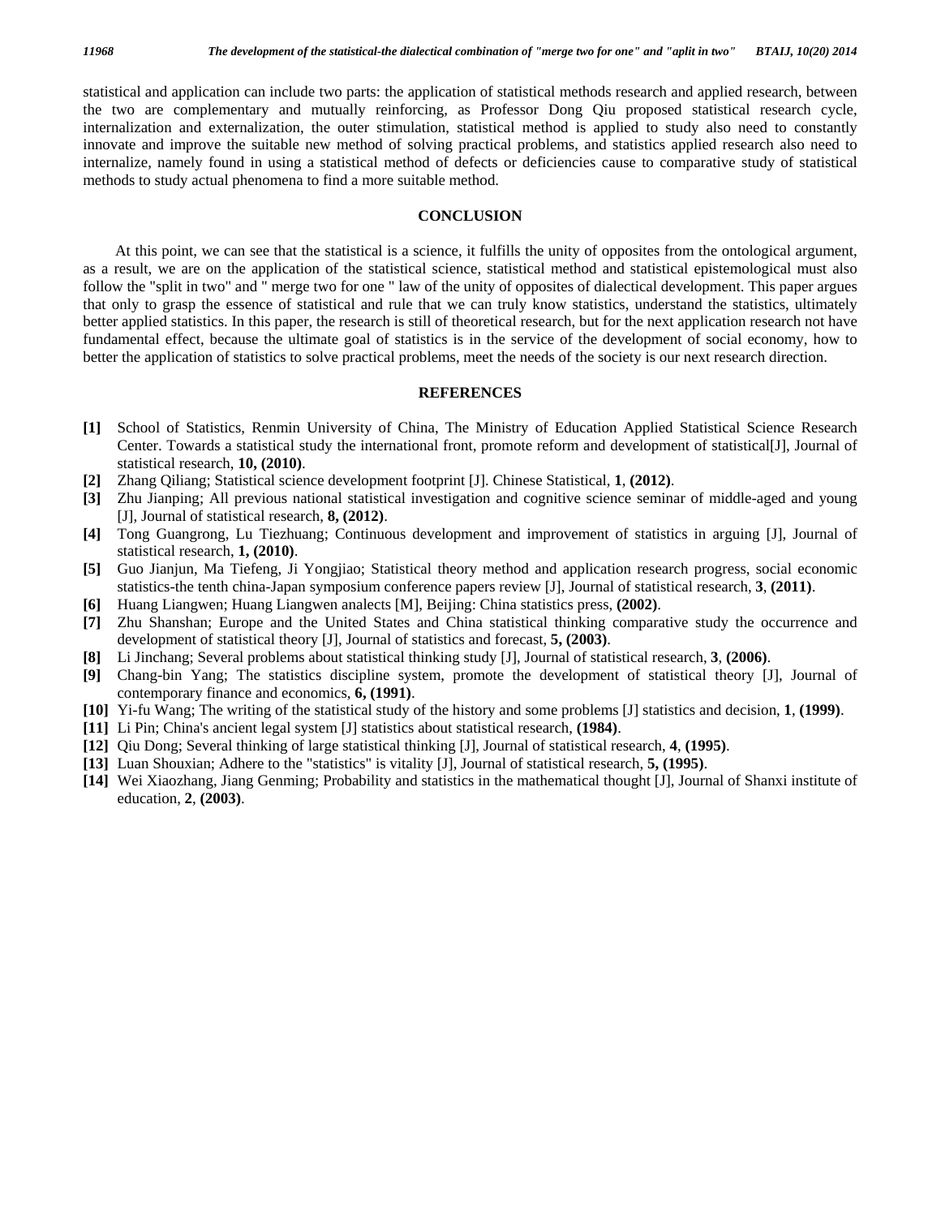statistical and application can include two parts: the application of statistical methods research and applied research, between the two are complementary and mutually reinforcing, as Professor Dong Qiu proposed statistical research cycle, internalization and externalization, the outer stimulation, statistical method is applied to study also need to constantly innovate and improve the suitable new method of solving practical problems, and statistics applied research also need to internalize, namely found in using a statistical method of defects or deficiencies cause to comparative study of statistical methods to study actual phenomena to find a more suitable method.

## CONCLUSION

At this point, we can see that the statistical is a science, it fulfills the unity of opposites from the ontological argument, as a result, we are on the application of the statistical science, statistical method and statistical epistemological must also follow the "split in two" and " merge two for one " law of the unity of opposites of dialectical development. This paper argues that only to grasp the essence of statistical and rule that we can truly know statistics, understand the statistics, ultimately better applied statistics. In this paper, the research is still of theoretical research, but for the next application research not have fundamental effect, because the ultimate goal of statistics is in the service of the development of social economy, how to better the application of statistics to solve practical problems, meet the needs of the society is our next research direction.

## REFERENCES

**[1]** School of Statistics, Renmin University of China, The Ministry of Education Applied Statistical Science Research Center. Towards a statistical study the international front, promote reform and development of statistical[J], Journal of statistical research, **10, (2010)**.

**[2]** Zhang Qiliang; Statistical science development footprint [J]. Chinese Statistical, **1**, **(2012)**.

**[3]** Zhu Jianping; All previous national statistical investigation and cognitive science seminar of middle-aged and young [J], Journal of statistical research, **8, (2012)**.

**[4]** Tong Guangrong, Lu Tiezhuang; Continuous development and improvement of statistics in arguing [J], Journal of statistical research, **1, (2010)**.

**[5]** Guo Jianjun, Ma Tiefeng, Ji Yongjiao; Statistical theory method and application research progress, social economic statistics-the tenth china-Japan symposium conference papers review [J], Journal of statistical research, **3**, **(2011)**.

**[6]** Huang Liangwen; Huang Liangwen analects [M], Beijing: China statistics press, **(2002)**.

**[7]** Zhu Shanshan; Europe and the United States and China statistical thinking comparative study the occurrence and development of statistical theory [J], Journal of statistics and forecast, **5, (2003)**.

**[8]** Li Jinchang; Several problems about statistical thinking study [J], Journal of statistical research, **3**, **(2006)**.

**[9]** Chang-bin Yang; The statistics discipline system, promote the development of statistical theory [J], Journal of contemporary finance and economics, **6, (1991)**.

**[10]** Yi-fu Wang; The writing of the statistical study of the history and some problems [J] statistics and decision, **1**, **(1999)**.

**[11]** Li Pin; China's ancient legal system [J] statistics about statistical research, **(1984)**.

**[12]** Qiu Dong; Several thinking of large statistical thinking [J], Journal of statistical research, **4**, **(1995)**.

**[13]** Luan Shouxian; Adhere to the "statistics" is vitality [J], Journal of statistical research, **5, (1995)**.

**[14]** Wei Xiaozhang, Jiang Genming; Probability and statistics in the mathematical thought [J], Journal of Shanxi institute of education, **2**, **(2003)**.